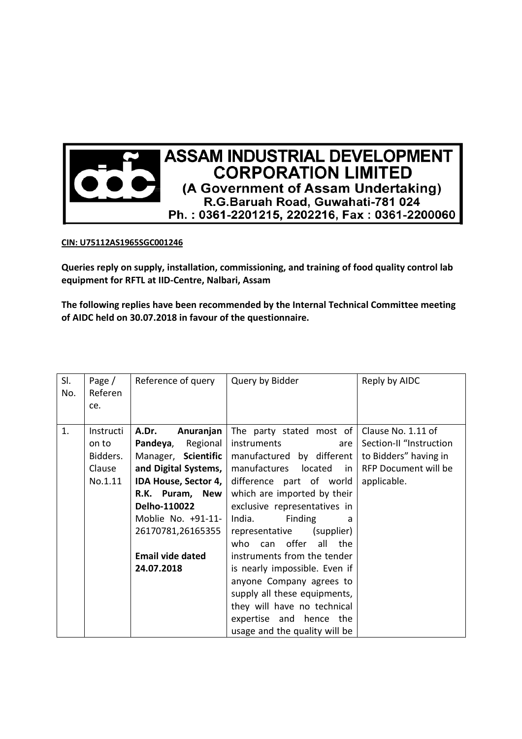# ASSAM INDUSTRIAL DEVELOPMENT CORPORATION LIMITED

**(A Government of Assam Undertaking)**
**R.G.Baruah Road, Guwahati-781 024**
**Ph. : 0361-2201215, 2202216, Fax : 0361-2200060**

**CIN: U75112AS1965SGC001246**

**Queries reply on supply, installation, commissioning, and training of food quality control lab equipment for RFTL at IID-Centre, Nalbari, Assam**

**The following replies have been recommended by the Internal Technical Committee meeting of AIDC held on 30.07.2018 in favour of the questionnaire.**

| Sl. No. | Page / Reference. | Reference of query | Query by Bidder | Reply by AIDC |
|---|---|---|---|---|
| 1. | Instruction to Bidders. Clause No.1.11 | A.**Dr. Anuranjan Pandeya**, Regional Manager, **Scientific and Digital Systems, IDA House, Sector 4, R.K. Puram, New Delho-110022** Moblie No. +91-11-26170781,26165355 **Email vide dated 24.07.2018** | The party stated most of instruments are manufactured by different manufactures located in difference part of world which are imported by their exclusive representatives in India. Finding a representative (supplier) who can offer all the instruments from the tender is nearly impossible. Even if anyone Company agrees to supply all these equipments, they will have no technical expertise and hence the usage and the quality will be | Clause No. 1.11 of Section-II "Instruction to Bidders" having in RFP Document will be applicable. |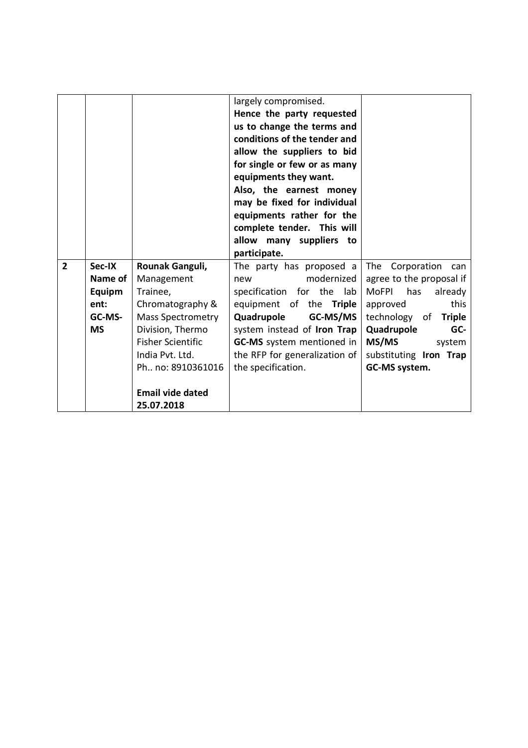| | | | | |
|---|---|---|---|---|
| | | | largely compromised. **Hence the party requested us to change the terms and conditions of the tender and allow the suppliers to bid for single or few or as many equipments they want. Also, the earnest money may be fixed for individual equipments rather for the complete tender. This will allow many suppliers to participate.** | |
| **2** | **Sec-IX Name of Equipment: GC-MS-MS** | **Rounak Ganguli,** Management Trainee, Chromatography & Mass Spectrometry Division, Thermo Fisher Scientific India Pvt. Ltd. Ph.. no: 8910361016 **Email vide dated 25.07.2018** | The party has proposed a new modernized specification for the lab equipment of the **Triple Quadrupole GC-MS/MS** system instead of **Iron Trap GC-MS** system mentioned in the RFP for generalization of the specification. | The Corporation can agree to the proposal if MoFPI has already approved this technology of **Triple Quadrupole GC-MS/MS** system substituting **Iron Trap GC-MS system.** |